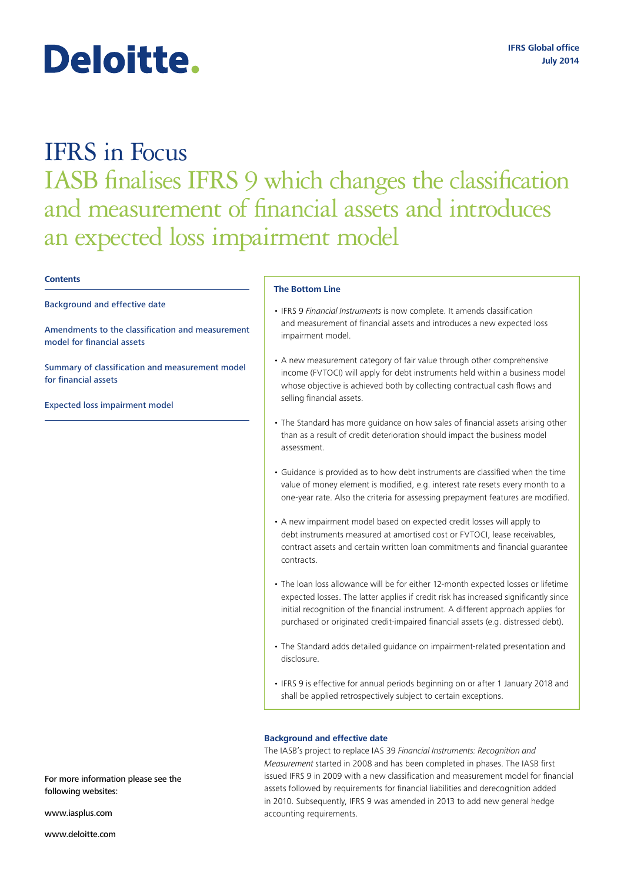Deloitte.

IFRS Global office
July 2014

# IFRS in Focus

## IASB finalises IFRS 9 which changes the classification and measurement of financial assets and introduces an expected loss impairment model

**Contents**

Background and effective date

Amendments to the classification and measurement model for financial assets

Summary of classification and measurement model for financial assets

Expected loss impairment model

For more information please see the following websites:

www.iasplus.com

www.deloitte.com

**The Bottom Line**

- IFRS 9 *Financial Instruments* is now complete. It amends classification and measurement of financial assets and introduces a new expected loss impairment model.
- A new measurement category of fair value through other comprehensive income (FVTOCI) will apply for debt instruments held within a business model whose objective is achieved both by collecting contractual cash flows and selling financial assets.
- The Standard has more guidance on how sales of financial assets arising other than as a result of credit deterioration should impact the business model assessment.
- Guidance is provided as to how debt instruments are classified when the time value of money element is modified, e.g. interest rate resets every month to a one-year rate. Also the criteria for assessing prepayment features are modified.
- A new impairment model based on expected credit losses will apply to debt instruments measured at amortised cost or FVTOCI, lease receivables, contract assets and certain written loan commitments and financial guarantee contracts.
- The loan loss allowance will be for either 12-month expected losses or lifetime expected losses. The latter applies if credit risk has increased significantly since initial recognition of the financial instrument. A different approach applies for purchased or originated credit-impaired financial assets (e.g. distressed debt).
- The Standard adds detailed guidance on impairment-related presentation and disclosure.
- IFRS 9 is effective for annual periods beginning on or after 1 January 2018 and shall be applied retrospectively subject to certain exceptions.

### Background and effective date

The IASB's project to replace IAS 39 *Financial Instruments: Recognition and Measurement* started in 2008 and has been completed in phases. The IASB first issued IFRS 9 in 2009 with a new classification and measurement model for financial assets followed by requirements for financial liabilities and derecognition added in 2010. Subsequently, IFRS 9 was amended in 2013 to add new general hedge accounting requirements.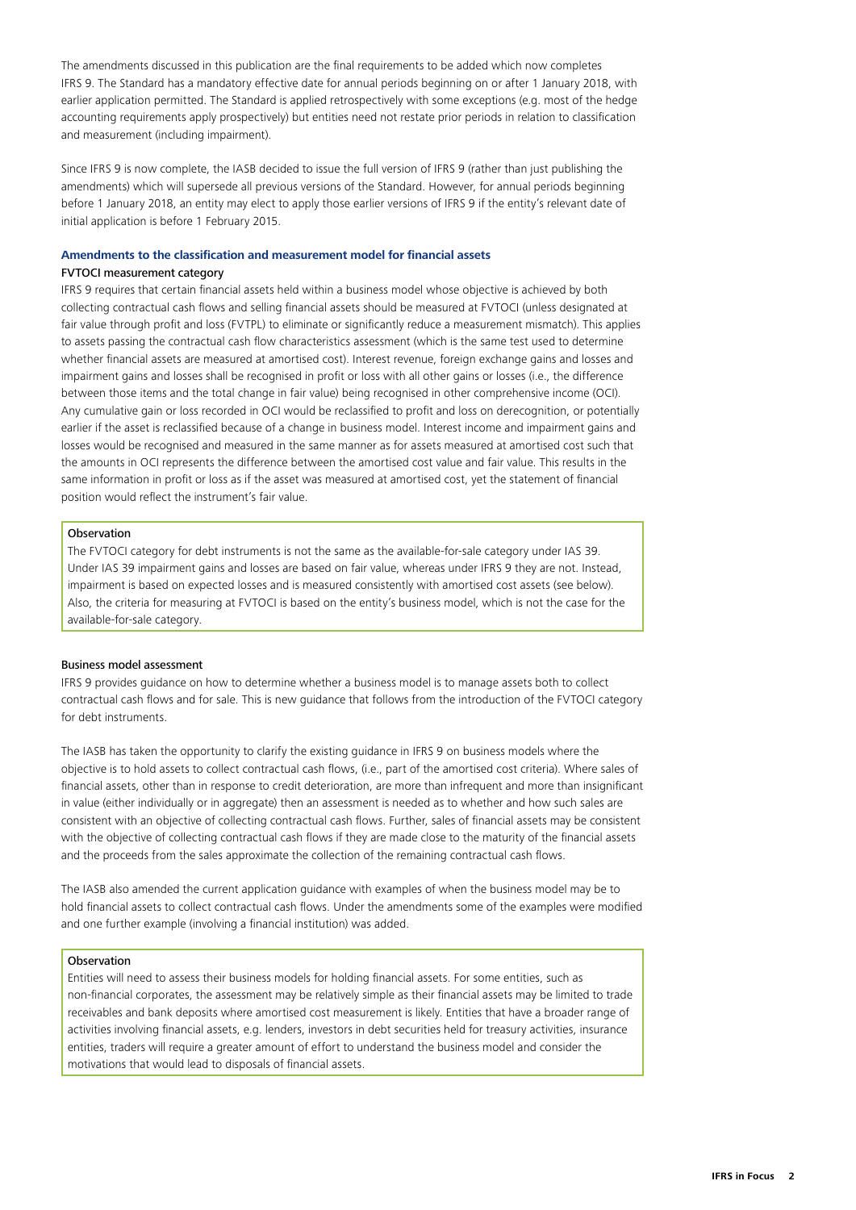The amendments discussed in this publication are the final requirements to be added which now completes IFRS 9. The Standard has a mandatory effective date for annual periods beginning on or after 1 January 2018, with earlier application permitted. The Standard is applied retrospectively with some exceptions (e.g. most of the hedge accounting requirements apply prospectively) but entities need not restate prior periods in relation to classification and measurement (including impairment).

Since IFRS 9 is now complete, the IASB decided to issue the full version of IFRS 9 (rather than just publishing the amendments) which will supersede all previous versions of the Standard. However, for annual periods beginning before 1 January 2018, an entity may elect to apply those earlier versions of IFRS 9 if the entity's relevant date of initial application is before 1 February 2015.

## Amendments to the classification and measurement model for financial assets

### FVTOCI measurement category

IFRS 9 requires that certain financial assets held within a business model whose objective is achieved by both collecting contractual cash flows and selling financial assets should be measured at FVTOCI (unless designated at fair value through profit and loss (FVTPL) to eliminate or significantly reduce a measurement mismatch). This applies to assets passing the contractual cash flow characteristics assessment (which is the same test used to determine whether financial assets are measured at amortised cost). Interest revenue, foreign exchange gains and losses and impairment gains and losses shall be recognised in profit or loss with all other gains or losses (i.e., the difference between those items and the total change in fair value) being recognised in other comprehensive income (OCI). Any cumulative gain or loss recorded in OCI would be reclassified to profit and loss on derecognition, or potentially earlier if the asset is reclassified because of a change in business model. Interest income and impairment gains and losses would be recognised and measured in the same manner as for assets measured at amortised cost such that the amounts in OCI represents the difference between the amortised cost value and fair value. This results in the same information in profit or loss as if the asset was measured at amortised cost, yet the statement of financial position would reflect the instrument's fair value.

**Observation**

The FVTOCI category for debt instruments is not the same as the available-for-sale category under IAS 39. Under IAS 39 impairment gains and losses are based on fair value, whereas under IFRS 9 they are not. Instead, impairment is based on expected losses and is measured consistently with amortised cost assets (see below). Also, the criteria for measuring at FVTOCI is based on the entity's business model, which is not the case for the available-for-sale category.

### Business model assessment

IFRS 9 provides guidance on how to determine whether a business model is to manage assets both to collect contractual cash flows and for sale. This is new guidance that follows from the introduction of the FVTOCI category for debt instruments.

The IASB has taken the opportunity to clarify the existing guidance in IFRS 9 on business models where the objective is to hold assets to collect contractual cash flows, (i.e., part of the amortised cost criteria). Where sales of financial assets, other than in response to credit deterioration, are more than infrequent and more than insignificant in value (either individually or in aggregate) then an assessment is needed as to whether and how such sales are consistent with an objective of collecting contractual cash flows. Further, sales of financial assets may be consistent with the objective of collecting contractual cash flows if they are made close to the maturity of the financial assets and the proceeds from the sales approximate the collection of the remaining contractual cash flows.

The IASB also amended the current application guidance with examples of when the business model may be to hold financial assets to collect contractual cash flows. Under the amendments some of the examples were modified and one further example (involving a financial institution) was added.

**Observation**

Entities will need to assess their business models for holding financial assets. For some entities, such as non-financial corporates, the assessment may be relatively simple as their financial assets may be limited to trade receivables and bank deposits where amortised cost measurement is likely. Entities that have a broader range of activities involving financial assets, e.g. lenders, investors in debt securities held for treasury activities, insurance entities, traders will require a greater amount of effort to understand the business model and consider the motivations that would lead to disposals of financial assets.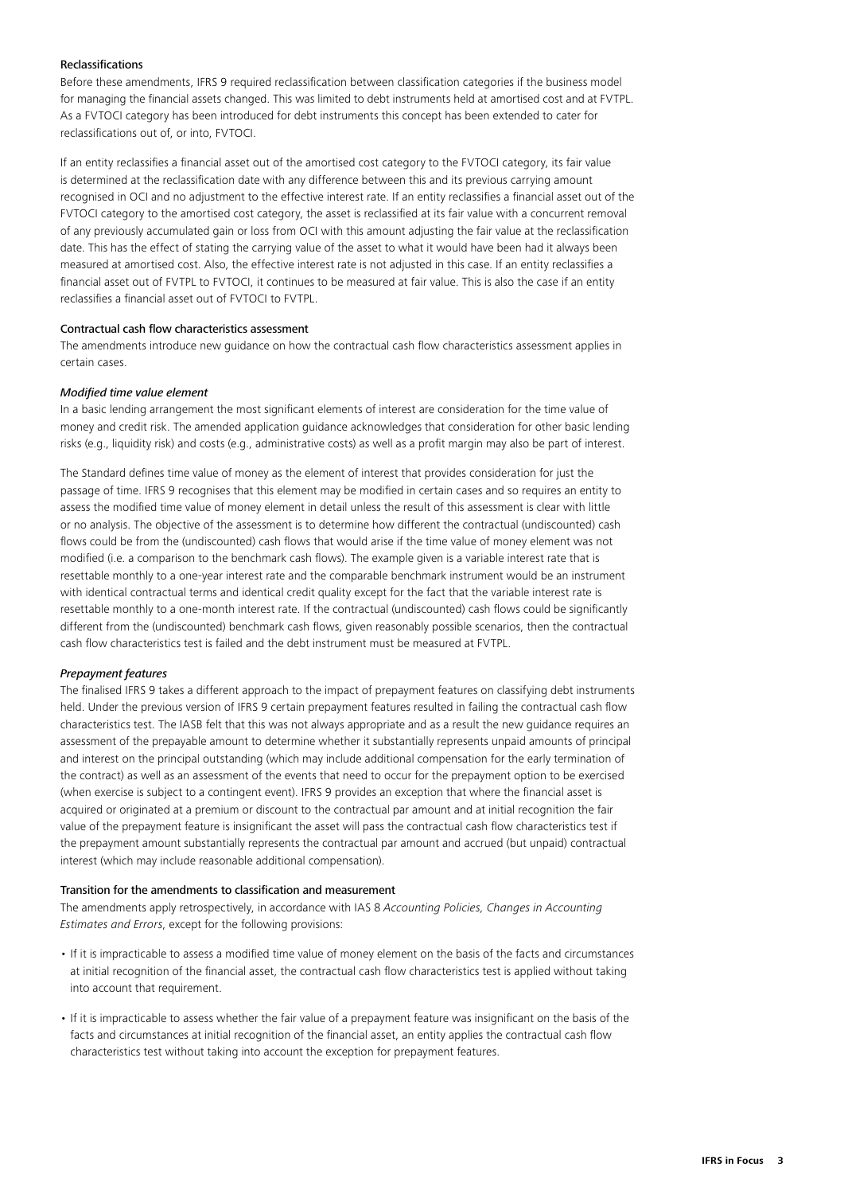### Reclassifications

Before these amendments, IFRS 9 required reclassification between classification categories if the business model for managing the financial assets changed. This was limited to debt instruments held at amortised cost and at FVTPL. As a FVTOCI category has been introduced for debt instruments this concept has been extended to cater for reclassifications out of, or into, FVTOCI.

If an entity reclassifies a financial asset out of the amortised cost category to the FVTOCI category, its fair value is determined at the reclassification date with any difference between this and its previous carrying amount recognised in OCI and no adjustment to the effective interest rate. If an entity reclassifies a financial asset out of the FVTOCI category to the amortised cost category, the asset is reclassified at its fair value with a concurrent removal of any previously accumulated gain or loss from OCI with this amount adjusting the fair value at the reclassification date. This has the effect of stating the carrying value of the asset to what it would have been had it always been measured at amortised cost. Also, the effective interest rate is not adjusted in this case. If an entity reclassifies a financial asset out of FVTPL to FVTOCI, it continues to be measured at fair value. This is also the case if an entity reclassifies a financial asset out of FVTOCI to FVTPL.

### Contractual cash flow characteristics assessment

The amendments introduce new guidance on how the contractual cash flow characteristics assessment applies in certain cases.

#### *Modified time value element*

In a basic lending arrangement the most significant elements of interest are consideration for the time value of money and credit risk. The amended application guidance acknowledges that consideration for other basic lending risks (e.g., liquidity risk) and costs (e.g., administrative costs) as well as a profit margin may also be part of interest.

The Standard defines time value of money as the element of interest that provides consideration for just the passage of time. IFRS 9 recognises that this element may be modified in certain cases and so requires an entity to assess the modified time value of money element in detail unless the result of this assessment is clear with little or no analysis. The objective of the assessment is to determine how different the contractual (undiscounted) cash flows could be from the (undiscounted) cash flows that would arise if the time value of money element was not modified (i.e. a comparison to the benchmark cash flows). The example given is a variable interest rate that is resettable monthly to a one-year interest rate and the comparable benchmark instrument would be an instrument with identical contractual terms and identical credit quality except for the fact that the variable interest rate is resettable monthly to a one-month interest rate. If the contractual (undiscounted) cash flows could be significantly different from the (undiscounted) benchmark cash flows, given reasonably possible scenarios, then the contractual cash flow characteristics test is failed and the debt instrument must be measured at FVTPL.

#### *Prepayment features*

The finalised IFRS 9 takes a different approach to the impact of prepayment features on classifying debt instruments held. Under the previous version of IFRS 9 certain prepayment features resulted in failing the contractual cash flow characteristics test. The IASB felt that this was not always appropriate and as a result the new guidance requires an assessment of the prepayable amount to determine whether it substantially represents unpaid amounts of principal and interest on the principal outstanding (which may include additional compensation for the early termination of the contract) as well as an assessment of the events that need to occur for the prepayment option to be exercised (when exercise is subject to a contingent event). IFRS 9 provides an exception that where the financial asset is acquired or originated at a premium or discount to the contractual par amount and at initial recognition the fair value of the prepayment feature is insignificant the asset will pass the contractual cash flow characteristics test if the prepayment amount substantially represents the contractual par amount and accrued (but unpaid) contractual interest (which may include reasonable additional compensation).

### Transition for the amendments to classification and measurement

The amendments apply retrospectively, in accordance with IAS 8 *Accounting Policies, Changes in Accounting Estimates and Errors*, except for the following provisions:

- If it is impracticable to assess a modified time value of money element on the basis of the facts and circumstances at initial recognition of the financial asset, the contractual cash flow characteristics test is applied without taking into account that requirement.
- If it is impracticable to assess whether the fair value of a prepayment feature was insignificant on the basis of the facts and circumstances at initial recognition of the financial asset, an entity applies the contractual cash flow characteristics test without taking into account the exception for prepayment features.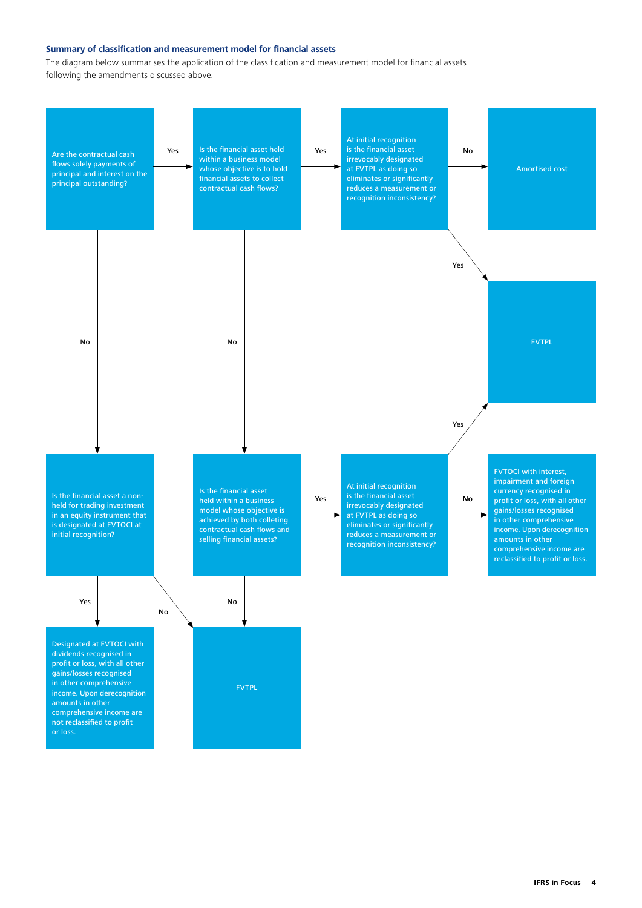### Summary of classification and measurement model for financial assets

The diagram below summarises the application of the classification and measurement model for financial assets following the amendments discussed above.

Are the contractual cash flows solely payments of principal and interest on the principal outstanding?

Yes

Is the financial asset held within a business model whose objective is to hold financial assets to collect contractual cash flows?

Yes

At initial recognition is the financial asset irrevocably designated at FVTPL as doing so eliminates or significantly reduces a measurement or recognition inconsistency?

No

Amortised cost

Yes

FVTPL

No

No

Yes

Is the financial asset a non-held for trading investment in an equity instrument that is designated at FVTOCI at initial recognition?

Is the financial asset held within a business model whose objective is achieved by both colleting contractual cash flows and selling financial assets?

Yes

At initial recognition is the financial asset irrevocably designated at FVTPL as doing so eliminates or significantly reduces a measurement or recognition inconsistency?

No

FVTOCI with interest, impairment and foreign currency recognised in profit or loss, with all other gains/losses recognised in other comprehensive income. Upon derecognition amounts in other comprehensive income are reclassified to profit or loss.

Yes

No

No

Designated at FVTOCI with dividends recognised in profit or loss, with all other gains/losses recognised in other comprehensive income. Upon derecognition amounts in other comprehensive income are not reclassified to profit or loss.

FVTPL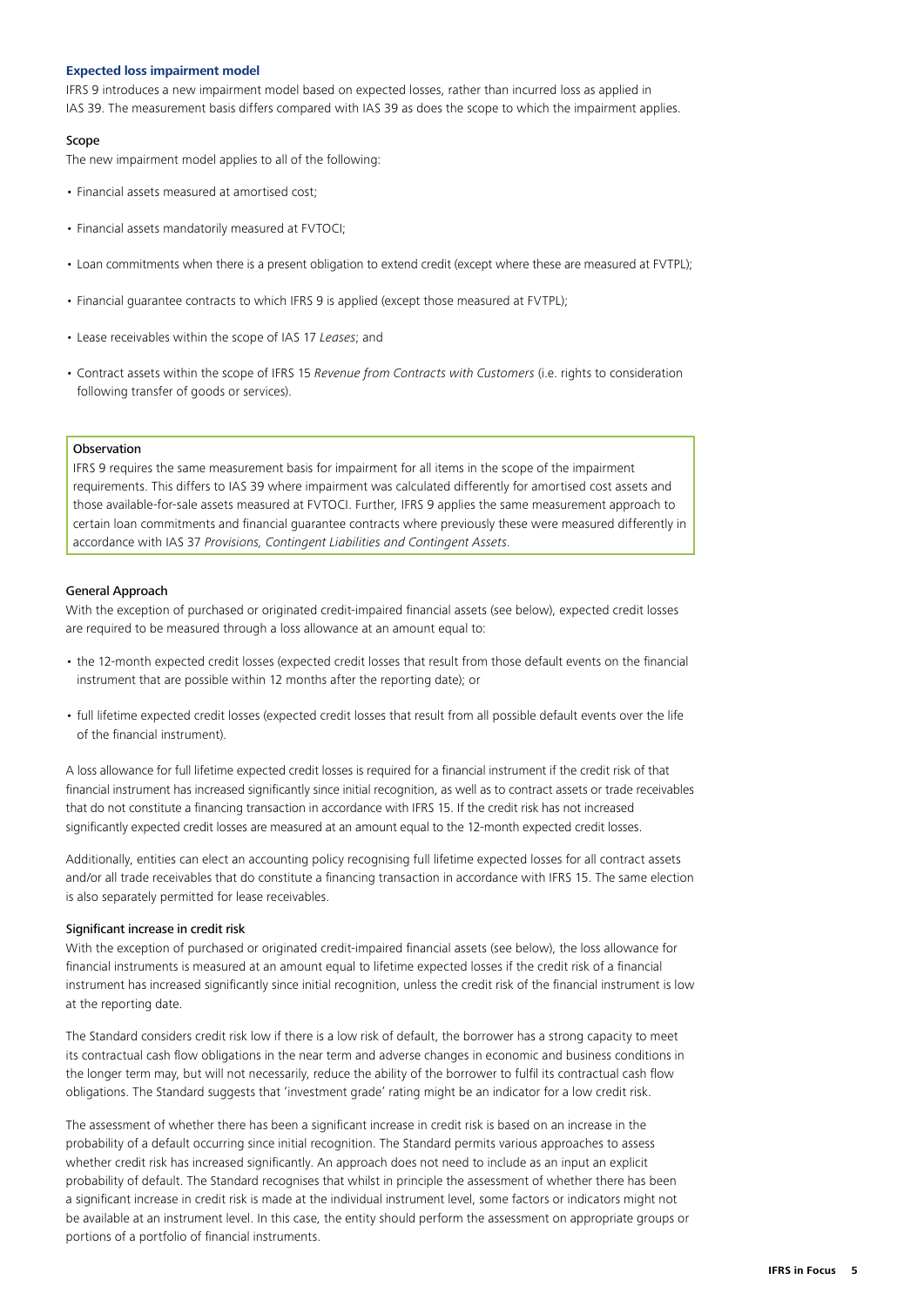### Expected loss impairment model

IFRS 9 introduces a new impairment model based on expected losses, rather than incurred loss as applied in IAS 39. The measurement basis differs compared with IAS 39 as does the scope to which the impairment applies.

#### Scope

The new impairment model applies to all of the following:

- Financial assets measured at amortised cost;
- Financial assets mandatorily measured at FVTOCI;
- Loan commitments when there is a present obligation to extend credit (except where these are measured at FVTPL);
- Financial guarantee contracts to which IFRS 9 is applied (except those measured at FVTPL);
- Lease receivables within the scope of IAS 17 *Leases*; and
- Contract assets within the scope of IFRS 15 *Revenue from Contracts with Customers* (i.e. rights to consideration following transfer of goods or services).

> **Observation**
>
> IFRS 9 requires the same measurement basis for impairment for all items in the scope of the impairment requirements. This differs to IAS 39 where impairment was calculated differently for amortised cost assets and those available-for-sale assets measured at FVTOCI. Further, IFRS 9 applies the same measurement approach to certain loan commitments and financial guarantee contracts where previously these were measured differently in accordance with IAS 37 *Provisions, Contingent Liabilities and Contingent Assets*.

#### General Approach

With the exception of purchased or originated credit-impaired financial assets (see below), expected credit losses are required to be measured through a loss allowance at an amount equal to:

- the 12-month expected credit losses (expected credit losses that result from those default events on the financial instrument that are possible within 12 months after the reporting date); or
- full lifetime expected credit losses (expected credit losses that result from all possible default events over the life of the financial instrument).

A loss allowance for full lifetime expected credit losses is required for a financial instrument if the credit risk of that financial instrument has increased significantly since initial recognition, as well as to contract assets or trade receivables that do not constitute a financing transaction in accordance with IFRS 15. If the credit risk has not increased significantly expected credit losses are measured at an amount equal to the 12-month expected credit losses.

Additionally, entities can elect an accounting policy recognising full lifetime expected losses for all contract assets and/or all trade receivables that do constitute a financing transaction in accordance with IFRS 15. The same election is also separately permitted for lease receivables.

#### Significant increase in credit risk

With the exception of purchased or originated credit-impaired financial assets (see below), the loss allowance for financial instruments is measured at an amount equal to lifetime expected losses if the credit risk of a financial instrument has increased significantly since initial recognition, unless the credit risk of the financial instrument is low at the reporting date.

The Standard considers credit risk low if there is a low risk of default, the borrower has a strong capacity to meet its contractual cash flow obligations in the near term and adverse changes in economic and business conditions in the longer term may, but will not necessarily, reduce the ability of the borrower to fulfil its contractual cash flow obligations. The Standard suggests that 'investment grade' rating might be an indicator for a low credit risk.

The assessment of whether there has been a significant increase in credit risk is based on an increase in the probability of a default occurring since initial recognition. The Standard permits various approaches to assess whether credit risk has increased significantly. An approach does not need to include as an input an explicit probability of default. The Standard recognises that whilst in principle the assessment of whether there has been a significant increase in credit risk is made at the individual instrument level, some factors or indicators might not be available at an instrument level. In this case, the entity should perform the assessment on appropriate groups or portions of a portfolio of financial instruments.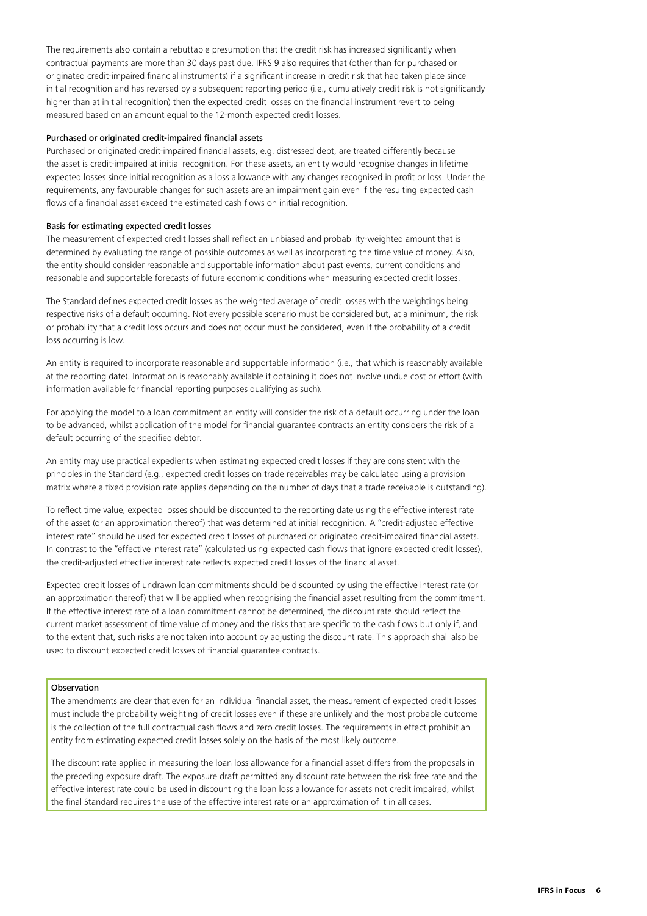The requirements also contain a rebuttable presumption that the credit risk has increased significantly when contractual payments are more than 30 days past due. IFRS 9 also requires that (other than for purchased or originated credit-impaired financial instruments) if a significant increase in credit risk that had taken place since initial recognition and has reversed by a subsequent reporting period (i.e., cumulatively credit risk is not significantly higher than at initial recognition) then the expected credit losses on the financial instrument revert to being measured based on an amount equal to the 12-month expected credit losses.

### Purchased or originated credit-impaired financial assets

Purchased or originated credit-impaired financial assets, e.g. distressed debt, are treated differently because the asset is credit-impaired at initial recognition. For these assets, an entity would recognise changes in lifetime expected losses since initial recognition as a loss allowance with any changes recognised in profit or loss. Under the requirements, any favourable changes for such assets are an impairment gain even if the resulting expected cash flows of a financial asset exceed the estimated cash flows on initial recognition.

### Basis for estimating expected credit losses

The measurement of expected credit losses shall reflect an unbiased and probability-weighted amount that is determined by evaluating the range of possible outcomes as well as incorporating the time value of money. Also, the entity should consider reasonable and supportable information about past events, current conditions and reasonable and supportable forecasts of future economic conditions when measuring expected credit losses.

The Standard defines expected credit losses as the weighted average of credit losses with the weightings being respective risks of a default occurring. Not every possible scenario must be considered but, at a minimum, the risk or probability that a credit loss occurs and does not occur must be considered, even if the probability of a credit loss occurring is low.

An entity is required to incorporate reasonable and supportable information (i.e., that which is reasonably available at the reporting date). Information is reasonably available if obtaining it does not involve undue cost or effort (with information available for financial reporting purposes qualifying as such).

For applying the model to a loan commitment an entity will consider the risk of a default occurring under the loan to be advanced, whilst application of the model for financial guarantee contracts an entity considers the risk of a default occurring of the specified debtor.

An entity may use practical expedients when estimating expected credit losses if they are consistent with the principles in the Standard (e.g., expected credit losses on trade receivables may be calculated using a provision matrix where a fixed provision rate applies depending on the number of days that a trade receivable is outstanding).

To reflect time value, expected losses should be discounted to the reporting date using the effective interest rate of the asset (or an approximation thereof) that was determined at initial recognition. A "credit-adjusted effective interest rate" should be used for expected credit losses of purchased or originated credit-impaired financial assets. In contrast to the "effective interest rate" (calculated using expected cash flows that ignore expected credit losses), the credit-adjusted effective interest rate reflects expected credit losses of the financial asset.

Expected credit losses of undrawn loan commitments should be discounted by using the effective interest rate (or an approximation thereof) that will be applied when recognising the financial asset resulting from the commitment. If the effective interest rate of a loan commitment cannot be determined, the discount rate should reflect the current market assessment of time value of money and the risks that are specific to the cash flows but only if, and to the extent that, such risks are not taken into account by adjusting the discount rate. This approach shall also be used to discount expected credit losses of financial guarantee contracts.

> **Observation**
>
> The amendments are clear that even for an individual financial asset, the measurement of expected credit losses must include the probability weighting of credit losses even if these are unlikely and the most probable outcome is the collection of the full contractual cash flows and zero credit losses. The requirements in effect prohibit an entity from estimating expected credit losses solely on the basis of the most likely outcome.
>
> The discount rate applied in measuring the loan loss allowance for a financial asset differs from the proposals in the preceding exposure draft. The exposure draft permitted any discount rate between the risk free rate and the effective interest rate could be used in discounting the loan loss allowance for assets not credit impaired, whilst the final Standard requires the use of the effective interest rate or an approximation of it in all cases.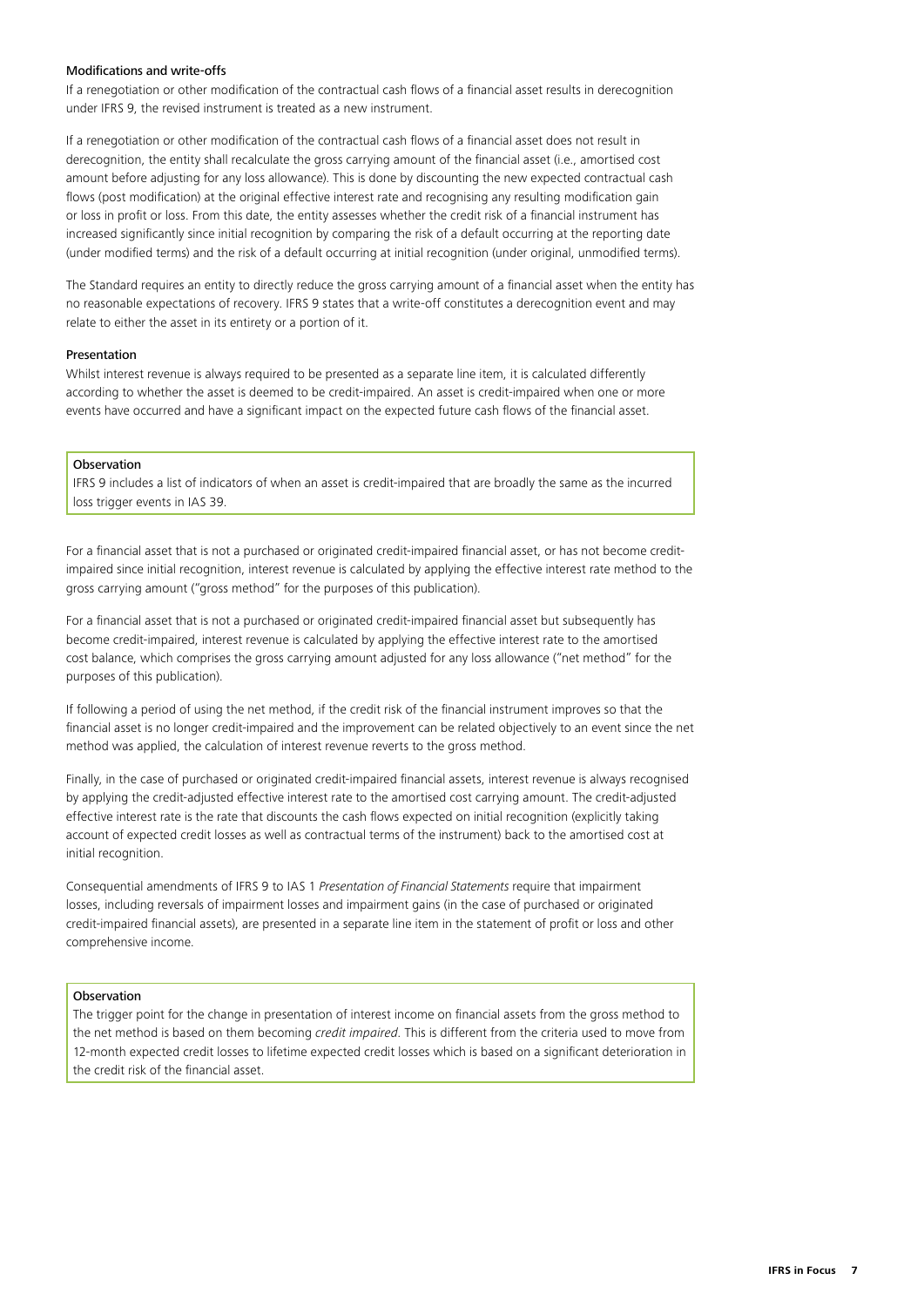### Modifications and write-offs

If a renegotiation or other modification of the contractual cash flows of a financial asset results in derecognition under IFRS 9, the revised instrument is treated as a new instrument.

If a renegotiation or other modification of the contractual cash flows of a financial asset does not result in derecognition, the entity shall recalculate the gross carrying amount of the financial asset (i.e., amortised cost amount before adjusting for any loss allowance). This is done by discounting the new expected contractual cash flows (post modification) at the original effective interest rate and recognising any resulting modification gain or loss in profit or loss. From this date, the entity assesses whether the credit risk of a financial instrument has increased significantly since initial recognition by comparing the risk of a default occurring at the reporting date (under modified terms) and the risk of a default occurring at initial recognition (under original, unmodified terms).

The Standard requires an entity to directly reduce the gross carrying amount of a financial asset when the entity has no reasonable expectations of recovery. IFRS 9 states that a write-off constitutes a derecognition event and may relate to either the asset in its entirety or a portion of it.

### Presentation

Whilst interest revenue is always required to be presented as a separate line item, it is calculated differently according to whether the asset is deemed to be credit-impaired. An asset is credit-impaired when one or more events have occurred and have a significant impact on the expected future cash flows of the financial asset.

> **Observation**
>
> IFRS 9 includes a list of indicators of when an asset is credit-impaired that are broadly the same as the incurred loss trigger events in IAS 39.

For a financial asset that is not a purchased or originated credit-impaired financial asset, or has not become credit-impaired since initial recognition, interest revenue is calculated by applying the effective interest rate method to the gross carrying amount ("gross method" for the purposes of this publication).

For a financial asset that is not a purchased or originated credit-impaired financial asset but subsequently has become credit-impaired, interest revenue is calculated by applying the effective interest rate to the amortised cost balance, which comprises the gross carrying amount adjusted for any loss allowance ("net method" for the purposes of this publication).

If following a period of using the net method, if the credit risk of the financial instrument improves so that the financial asset is no longer credit-impaired and the improvement can be related objectively to an event since the net method was applied, the calculation of interest revenue reverts to the gross method.

Finally, in the case of purchased or originated credit-impaired financial assets, interest revenue is always recognised by applying the credit-adjusted effective interest rate to the amortised cost carrying amount. The credit-adjusted effective interest rate is the rate that discounts the cash flows expected on initial recognition (explicitly taking account of expected credit losses as well as contractual terms of the instrument) back to the amortised cost at initial recognition.

Consequential amendments of IFRS 9 to IAS 1 *Presentation of Financial Statements* require that impairment losses, including reversals of impairment losses and impairment gains (in the case of purchased or originated credit-impaired financial assets), are presented in a separate line item in the statement of profit or loss and other comprehensive income.

> **Observation**
>
> The trigger point for the change in presentation of interest income on financial assets from the gross method to the net method is based on them becoming *credit impaired*. This is different from the criteria used to move from 12-month expected credit losses to lifetime expected credit losses which is based on a significant deterioration in the credit risk of the financial asset.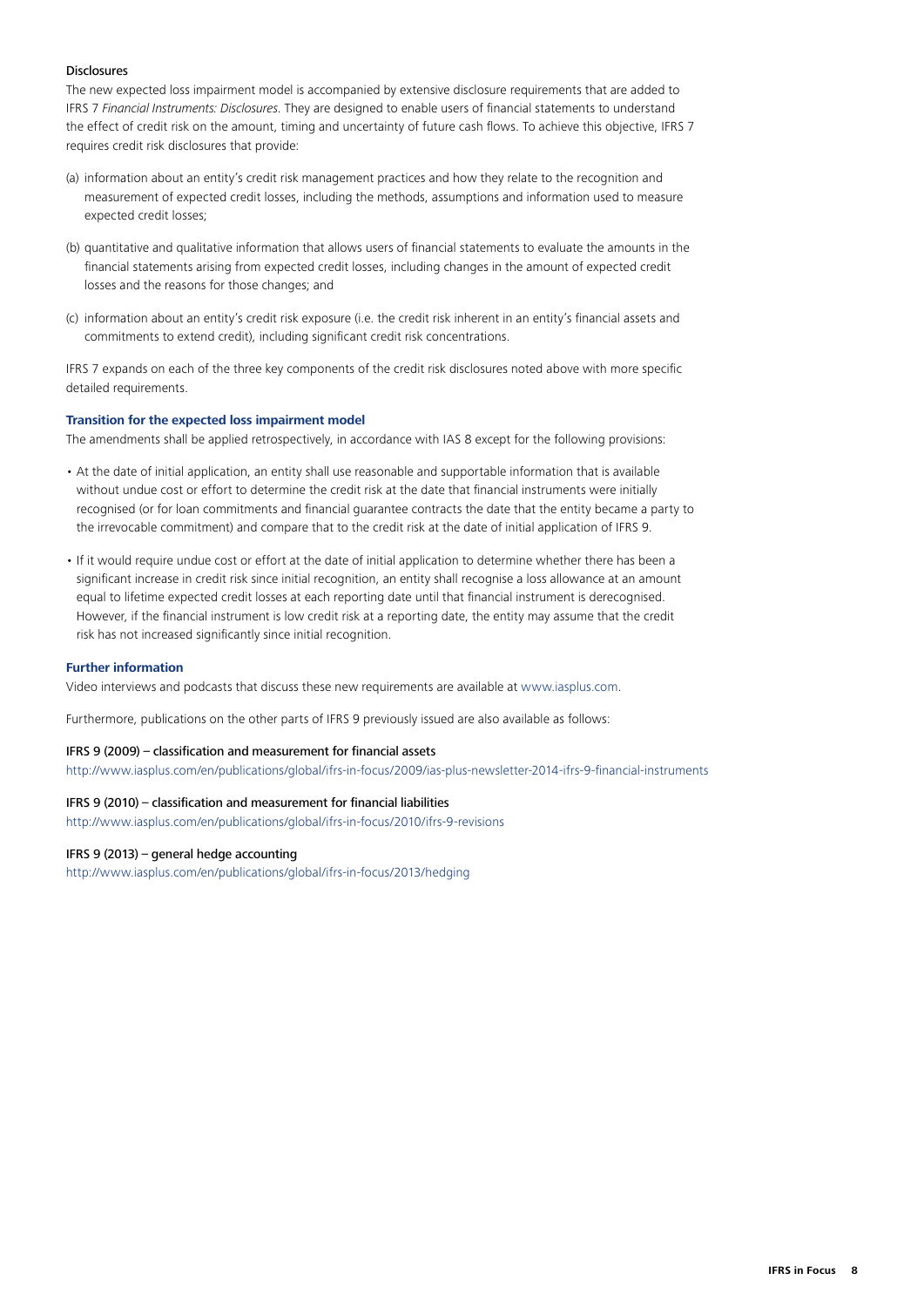### Disclosures

The new expected loss impairment model is accompanied by extensive disclosure requirements that are added to IFRS 7 *Financial Instruments: Disclosures*. They are designed to enable users of financial statements to understand the effect of credit risk on the amount, timing and uncertainty of future cash flows. To achieve this objective, IFRS 7 requires credit risk disclosures that provide:

(a) information about an entity's credit risk management practices and how they relate to the recognition and measurement of expected credit losses, including the methods, assumptions and information used to measure expected credit losses;

(b) quantitative and qualitative information that allows users of financial statements to evaluate the amounts in the financial statements arising from expected credit losses, including changes in the amount of expected credit losses and the reasons for those changes; and

(c) information about an entity's credit risk exposure (i.e. the credit risk inherent in an entity's financial assets and commitments to extend credit), including significant credit risk concentrations.

IFRS 7 expands on each of the three key components of the credit risk disclosures noted above with more specific detailed requirements.

## Transition for the expected loss impairment model

The amendments shall be applied retrospectively, in accordance with IAS 8 except for the following provisions:

- At the date of initial application, an entity shall use reasonable and supportable information that is available without undue cost or effort to determine the credit risk at the date that financial instruments were initially recognised (or for loan commitments and financial guarantee contracts the date that the entity became a party to the irrevocable commitment) and compare that to the credit risk at the date of initial application of IFRS 9.
- If it would require undue cost or effort at the date of initial application to determine whether there has been a significant increase in credit risk since initial recognition, an entity shall recognise a loss allowance at an amount equal to lifetime expected credit losses at each reporting date until that financial instrument is derecognised. However, if the financial instrument is low credit risk at a reporting date, the entity may assume that the credit risk has not increased significantly since initial recognition.

## Further information

Video interviews and podcasts that discuss these new requirements are available at www.iasplus.com.

Furthermore, publications on the other parts of IFRS 9 previously issued are also available as follows:

IFRS 9 (2009) – classification and measurement for financial assets
http://www.iasplus.com/en/publications/global/ifrs-in-focus/2009/ias-plus-newsletter-2014-ifrs-9-financial-instruments

IFRS 9 (2010) – classification and measurement for financial liabilities
http://www.iasplus.com/en/publications/global/ifrs-in-focus/2010/ifrs-9-revisions

IFRS 9 (2013) – general hedge accounting
http://www.iasplus.com/en/publications/global/ifrs-in-focus/2013/hedging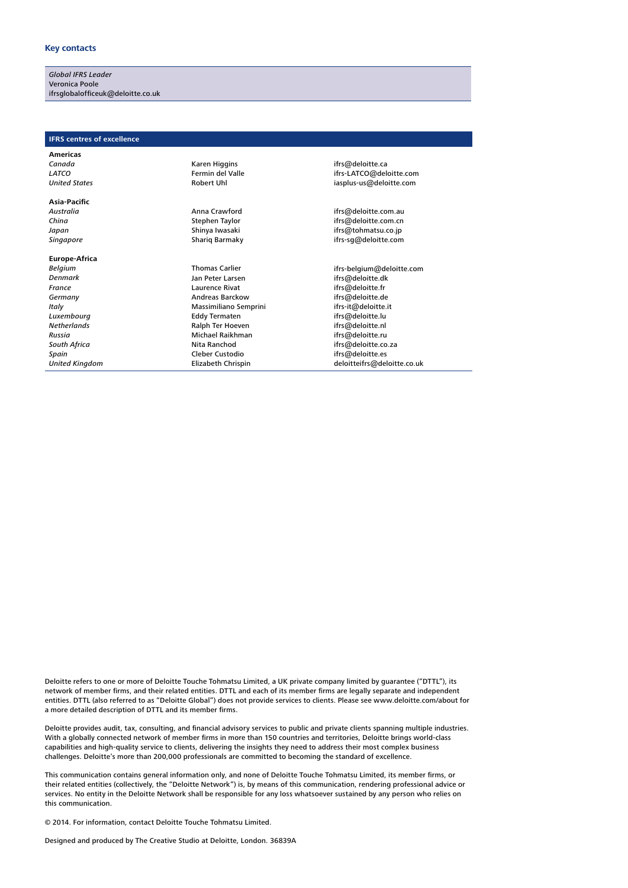## Key contacts

*Global IFRS Leader*
Veronica Poole
ifrsglobalofficeuk@deloitte.co.uk

| IFRS centres of excellence | | |
|---|---|---|
| **Americas** | | |
| *Canada* | Karen Higgins | ifrs@deloitte.ca |
| *LATCO* | Fermin del Valle | ifrs-LATCO@deloitte.com |
| *United States* | Robert Uhl | iasplus-us@deloitte.com |
| **Asia-Pacific** | | |
| *Australia* | Anna Crawford | ifrs@deloitte.com.au |
| *China* | Stephen Taylor | ifrs@deloitte.com.cn |
| *Japan* | Shinya Iwasaki | ifrs@tohmatsu.co.jp |
| *Singapore* | Shariq Barmaky | ifrs-sg@deloitte.com |
| **Europe-Africa** | | |
| *Belgium* | Thomas Carlier | ifrs-belgium@deloitte.com |
| *Denmark* | Jan Peter Larsen | ifrs@deloitte.dk |
| *France* | Laurence Rivat | ifrs@deloitte.fr |
| *Germany* | Andreas Barckow | ifrs@deloitte.de |
| *Italy* | Massimiliano Semprini | ifrs-it@deloitte.it |
| *Luxembourg* | Eddy Termaten | ifrs@deloitte.lu |
| *Netherlands* | Ralph Ter Hoeven | ifrs@deloitte.nl |
| *Russia* | Michael Raikhman | ifrs@deloitte.ru |
| *South Africa* | Nita Ranchod | ifrs@deloitte.co.za |
| *Spain* | Cleber Custodio | ifrs@deloitte.es |
| *United Kingdom* | Elizabeth Chrispin | deloitteifrs@deloitte.co.uk |

Deloitte refers to one or more of Deloitte Touche Tohmatsu Limited, a UK private company limited by guarantee ("DTTL"), its network of member firms, and their related entities. DTTL and each of its member firms are legally separate and independent entities. DTTL (also referred to as "Deloitte Global") does not provide services to clients. Please see www.deloitte.com/about for a more detailed description of DTTL and its member firms.

Deloitte provides audit, tax, consulting, and financial advisory services to public and private clients spanning multiple industries. With a globally connected network of member firms in more than 150 countries and territories, Deloitte brings world-class capabilities and high-quality service to clients, delivering the insights they need to address their most complex business challenges. Deloitte's more than 200,000 professionals are committed to becoming the standard of excellence.

This communication contains general information only, and none of Deloitte Touche Tohmatsu Limited, its member firms, or their related entities (collectively, the "Deloitte Network") is, by means of this communication, rendering professional advice or services. No entity in the Deloitte Network shall be responsible for any loss whatsoever sustained by any person who relies on this communication.

© 2014. For information, contact Deloitte Touche Tohmatsu Limited.

Designed and produced by The Creative Studio at Deloitte, London. 36839A